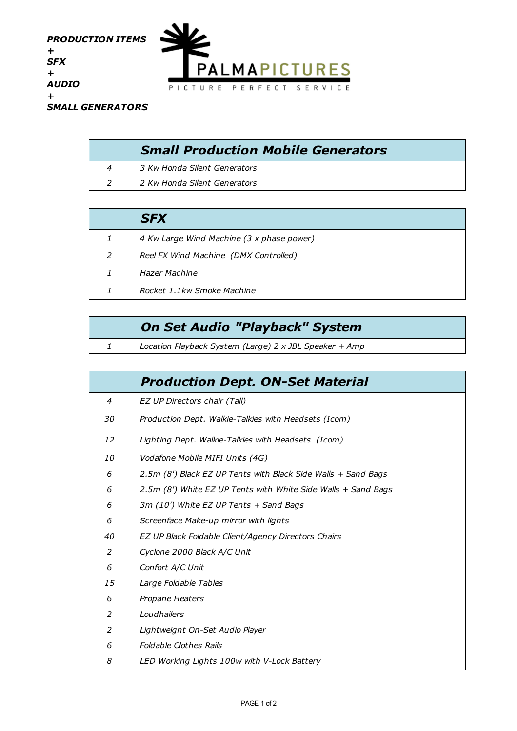***PRODUCTION ITEMS***
***+***
***SFX***
***+***
***AUDIO***
***+***
***SMALL GENERATORS***

PALMAPICTURES
PICTURE PERFECT SERVICE

| | ***Small Production Mobile Generators*** |
|---|---|
| *4* | *3 Kw Honda Silent Generators* |
| *2* | *2 Kw Honda Silent Generators* |

| | ***SFX*** |
|---|---|
| *1* | *4 Kw Large Wind Machine (3 x phase power)* |
| *2* | *Reel FX Wind Machine (DMX Controlled)* |
| *1* | *Hazer Machine* |
| *1* | *Rocket 1.1kw Smoke Machine* |

| | ***On Set Audio "Playback" System*** |
|---|---|
| *1* | *Location Playback System (Large) 2 x JBL Speaker + Amp* |

| | ***Production Dept. ON-Set Material*** |
|---|---|
| *4* | *EZ UP Directors chair (Tall)* |
| *30* | *Production Dept. Walkie-Talkies with Headsets (Icom)* |
| *12* | *Lighting Dept. Walkie-Talkies with Headsets (Icom)* |
| *10* | *Vodafone Mobile MIFI Units (4G)* |
| *6* | *2.5m (8') Black EZ UP Tents with Black Side Walls + Sand Bags* |
| *6* | *2.5m (8') White EZ UP Tents with White Side Walls + Sand Bags* |
| *6* | *3m (10') White EZ UP Tents + Sand Bags* |
| *6* | *Screenface Make-up mirror with lights* |
| *40* | *EZ UP Black Foldable Client/Agency Directors Chairs* |
| *2* | *Cyclone 2000 Black A/C Unit* |
| *6* | *Confort A/C Unit* |
| *15* | *Large Foldable Tables* |
| *6* | *Propane Heaters* |
| *2* | *Loudhailers* |
| *2* | *Lightweight On-Set Audio Player* |
| *6* | *Foldable Clothes Rails* |
| *8* | *LED Working Lights 100w with V-Lock Battery* |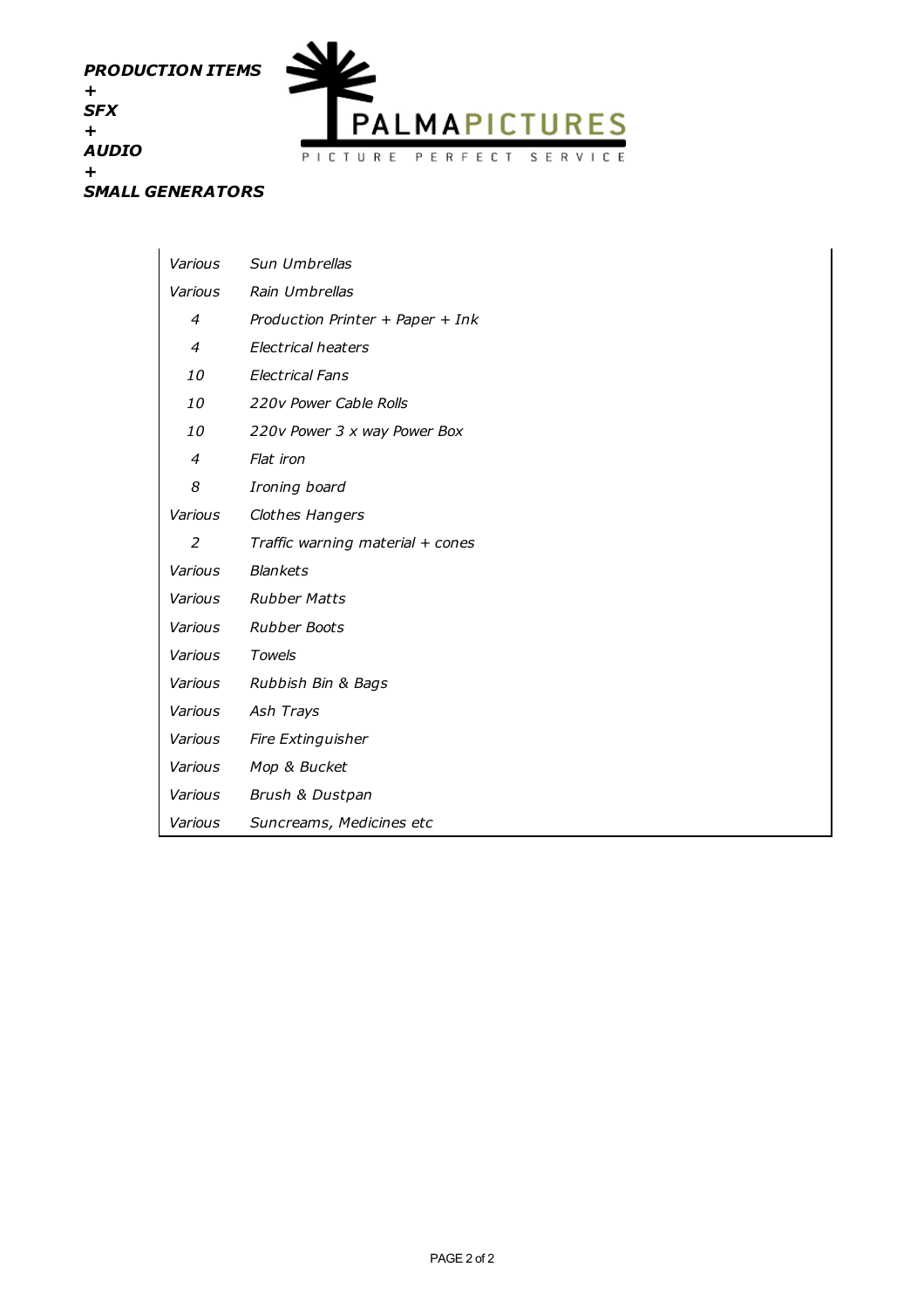***PRODUCTION ITEMS***
***+***
***SFX***
***+***
***AUDIO***
***+***
***SMALL GENERATORS***

PALMAPICTURES
PICTURE PERFECT SERVICE

| | |
|---|---|
| *Various* | *Sun Umbrellas* |
| *Various* | *Rain Umbrellas* |
| *4* | *Production Printer + Paper + Ink* |
| *4* | *Electrical heaters* |
| *10* | *Electrical Fans* |
| *10* | *220v Power Cable Rolls* |
| *10* | *220v Power 3 x way Power Box* |
| *4* | *Flat iron* |
| *8* | *Ironing board* |
| *Various* | *Clothes Hangers* |
| *2* | *Traffic warning material + cones* |
| *Various* | *Blankets* |
| *Various* | *Rubber Matts* |
| *Various* | *Rubber Boots* |
| *Various* | *Towels* |
| *Various* | *Rubbish Bin & Bags* |
| *Various* | *Ash Trays* |
| *Various* | *Fire Extinguisher* |
| *Various* | *Mop & Bucket* |
| *Various* | *Brush & Dustpan* |
| *Various* | *Suncreams, Medicines etc* |